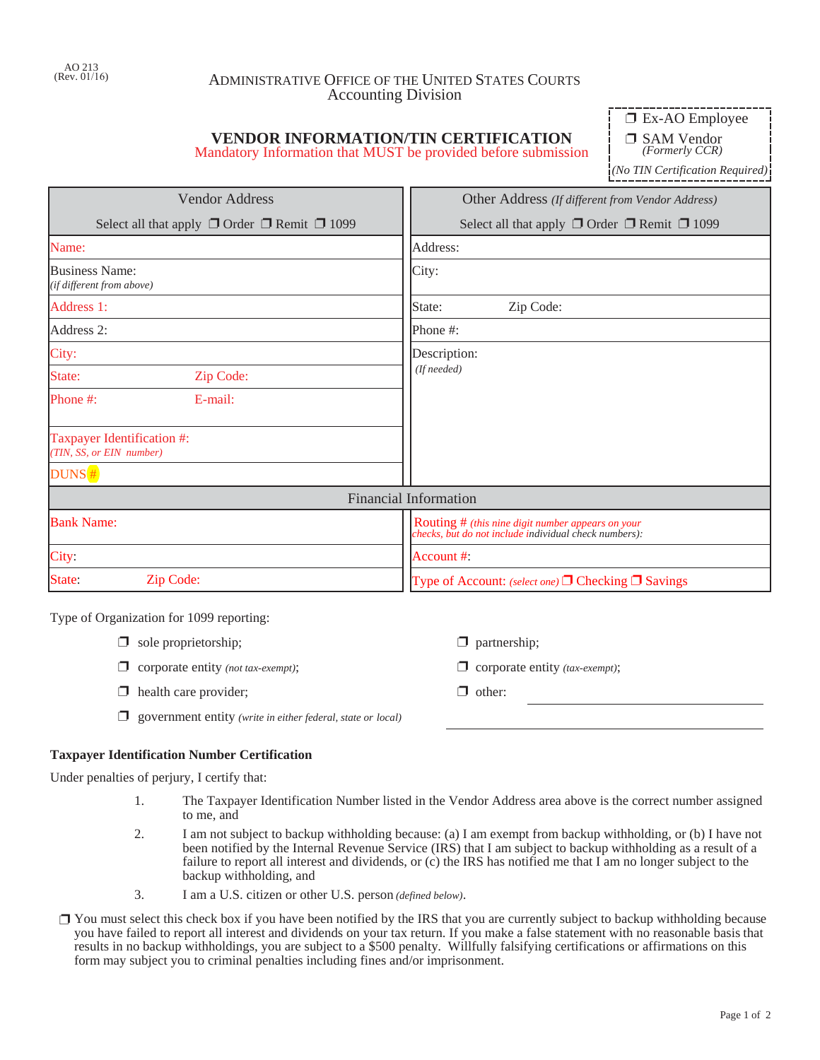AO 213
(Rev. 01/16)

ADMINISTRATIVE OFFICE OF THE UNITED STATES COURTS
Accounting Division

# VENDOR INFORMATION/TIN CERTIFICATION

Mandatory Information that MUST be provided before submission

❒ Ex-AO Employee
❒ SAM Vendor *(Formerly CCR)*
*(No TIN Certification Required)*

| Vendor Address<br>Select all that apply ❒ Order ❒ Remit ❒ 1099 | Other Address *(If different from Vendor Address)*<br>Select all that apply ❒ Order ❒ Remit ❒ 1099 |
|---|---|
| Name: | Address: |
| Business Name: *(if different from above)* | City: |
| Address 1: | State: Zip Code: |
| Address 2: | Phone #: |
| City: | Description: *(If needed)* |
| State: Zip Code: | |
| Phone #: E-mail: | |
| Taxpayer Identification #: *(TIN, SS, or EIN number)* | |
| DUNS # | |

| Financial Information | |
|---|---|
| Bank Name: | Routing # *(this nine digit number appears on your checks, but do not include individual check numbers):* |
| City: | Account #: |
| State: Zip Code: | Type of Account: *(select one)* ❒ Checking ❒ Savings |

Type of Organization for 1099 reporting:

- ❒ sole proprietorship;
- ❒ corporate entity *(not tax-exempt)*;
- ❒ health care provider;
- ❒ government entity *(write in either federal, state or local)*
- ❒ partnership;
- ❒ corporate entity *(tax-exempt)*;
- ❒ other: ______________________

**Taxpayer Identification Number Certification**

Under penalties of perjury, I certify that:

1. The Taxpayer Identification Number listed in the Vendor Address area above is the correct number assigned to me, and
2. I am not subject to backup withholding because: (a) I am exempt from backup withholding, or (b) I have not been notified by the Internal Revenue Service (IRS) that I am subject to backup withholding as a result of a failure to report all interest and dividends, or (c) the IRS has notified me that I am no longer subject to the backup withholding, and
3. I am a U.S. citizen or other U.S. person *(defined below)*.

❒ You must select this check box if you have been notified by the IRS that you are currently subject to backup withholding because you have failed to report all interest and dividends on your tax return. If you make a false statement with no reasonable basis that results in no backup withholdings, you are subject to a $500 penalty. Willfully falsifying certifications or affirmations on this form may subject you to criminal penalties including fines and/or imprisonment.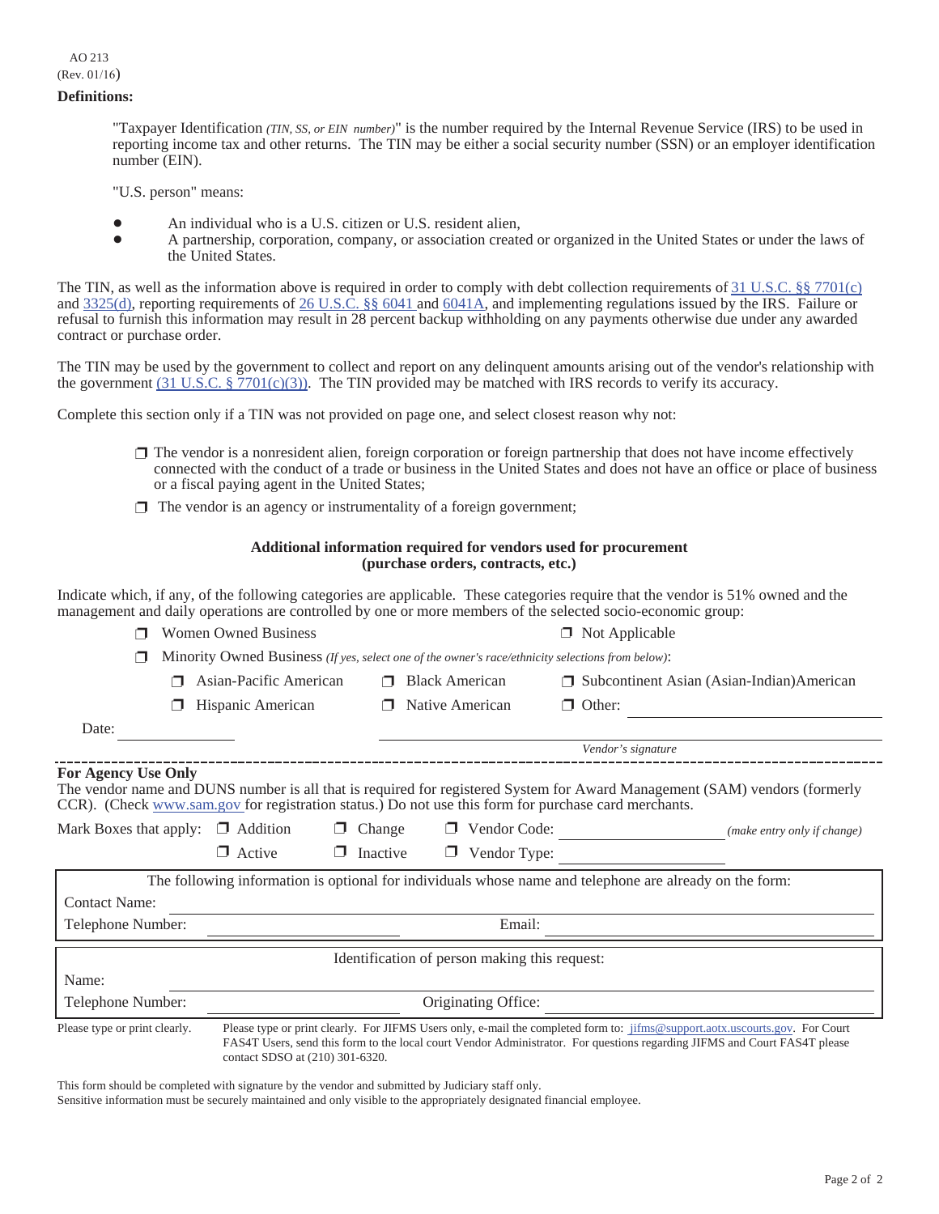AO 213
(Rev. 01/16)

**Definitions:**

"Taxpayer Identification *(TIN, SS, or EIN number)*" is the number required by the Internal Revenue Service (IRS) to be used in reporting income tax and other returns. The TIN may be either a social security number (SSN) or an employer identification number (EIN).

"U.S. person" means:

- An individual who is a U.S. citizen or U.S. resident alien,
- A partnership, corporation, company, or association created or organized in the United States or under the laws of the United States.

The TIN, as well as the information above is required in order to comply with debt collection requirements of 31 U.S.C. §§ 7701(c) and 3325(d), reporting requirements of 26 U.S.C. §§ 6041 and 6041A, and implementing regulations issued by the IRS. Failure or refusal to furnish this information may result in 28 percent backup withholding on any payments otherwise due under any awarded contract or purchase order.

The TIN may be used by the government to collect and report on any delinquent amounts arising out of the vendor's relationship with the government (31 U.S.C. § 7701(c)(3)). The TIN provided may be matched with IRS records to verify its accuracy.

Complete this section only if a TIN was not provided on page one, and select closest reason why not:

- ❒ The vendor is a nonresident alien, foreign corporation or foreign partnership that does not have income effectively connected with the conduct of a trade or business in the United States and does not have an office or place of business or a fiscal paying agent in the United States;
- ❒ The vendor is an agency or instrumentality of a foreign government;

**Additional information required for vendors used for procurement (purchase orders, contracts, etc.)**

Indicate which, if any, of the following categories are applicable. These categories require that the vendor is 51% owned and the management and daily operations are controlled by one or more members of the selected socio-economic group:

❒ Women Owned Business ❒ Not Applicable

❒ Minority Owned Business *(If yes, select one of the owner's race/ethnicity selections from below)*:

❒ Asian-Pacific American ❒ Black American ❒ Subcontinent Asian (Asian-Indian)American

❒ Hispanic American ❒ Native American ❒ Other: ____________________

Date: ______________ ____________________________________
*Vendor's signature*

---

**For Agency Use Only**

The vendor name and DUNS number is all that is required for registered System for Award Management (SAM) vendors (formerly CCR). (Check www.sam.gov for registration status.) Do not use this form for purchase card merchants.

Mark Boxes that apply: ❒ Addition ❒ Change ❒ Vendor Code: ______________ *(make entry only if change)*

❒ Active ❒ Inactive ❒ Vendor Type: ______________

The following information is optional for individuals whose name and telephone are already on the form:

Contact Name: ____________________

Telephone Number: ______________ Email: ______________

Identification of person making this request:

Name: ____________________

Telephone Number: ______________ Originating Office: ______________

Please type or print clearly. Please type or print clearly. For JIFMS Users only, e-mail the completed form to: jifms@support.aotx.uscourts.gov. For Court FAS4T Users, send this form to the local court Vendor Administrator. For questions regarding JIFMS and Court FAS4T please contact SDSO at (210) 301-6320.

This form should be completed with signature by the vendor and submitted by Judiciary staff only.
Sensitive information must be securely maintained and only visible to the appropriately designated financial employee.